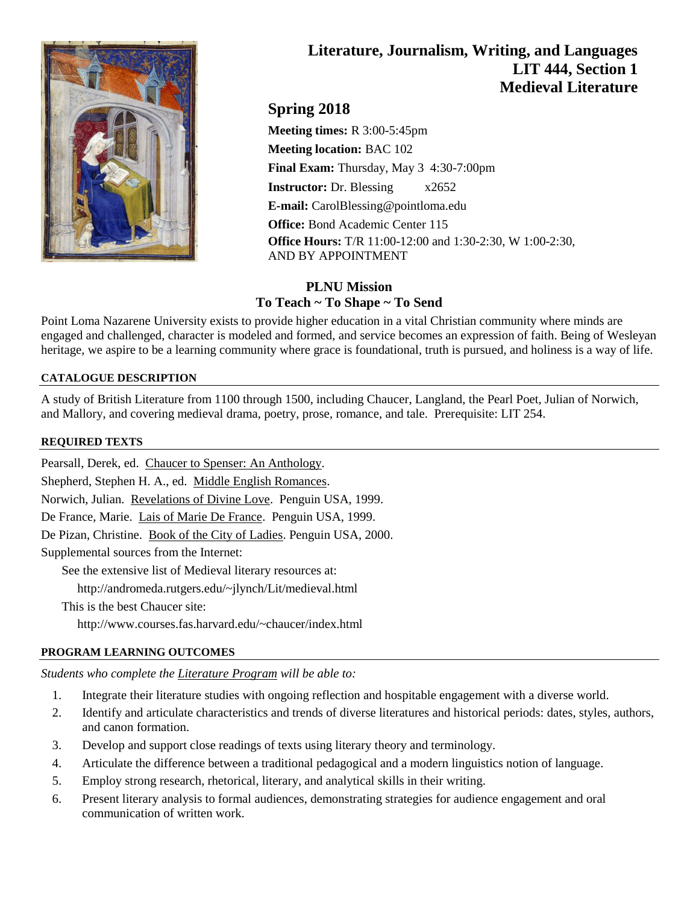# Literature, Journalism, Writing, and Languages
# LIT 444, Section 1
# Medieval Literature

## Spring 2018

**Meeting times:** R 3:00-5:45pm

**Meeting location:** BAC 102

**Final Exam:** Thursday, May 3 4:30-7:00pm

**Instructor:** Dr. Blessing x2652

**E-mail:** CarolBlessing@pointloma.edu

**Office:** Bond Academic Center 115

**Office Hours:** T/R 11:00-12:00 and 1:30-2:30, W 1:00-2:30, AND BY APPOINTMENT

### PLNU Mission
### To Teach ~ To Shape ~ To Send

Point Loma Nazarene University exists to provide higher education in a vital Christian community where minds are engaged and challenged, character is modeled and formed, and service becomes an expression of faith. Being of Wesleyan heritage, we aspire to be a learning community where grace is foundational, truth is pursued, and holiness is a way of life.

#### CATALOGUE DESCRIPTION

A study of British Literature from 1100 through 1500, including Chaucer, Langland, the Pearl Poet, Julian of Norwich, and Mallory, and covering medieval drama, poetry, prose, romance, and tale. Prerequisite: LIT 254.

#### REQUIRED TEXTS

Pearsall, Derek, ed. Chaucer to Spenser: An Anthology.

Shepherd, Stephen H. A., ed. Middle English Romances.

Norwich, Julian. Revelations of Divine Love. Penguin USA, 1999.

De France, Marie. Lais of Marie De France. Penguin USA, 1999.

De Pizan, Christine. Book of the City of Ladies. Penguin USA, 2000.

Supplemental sources from the Internet:

See the extensive list of Medieval literary resources at:

http://andromeda.rutgers.edu/~jlynch/Lit/medieval.html

This is the best Chaucer site:

http://www.courses.fas.harvard.edu/~chaucer/index.html

#### PROGRAM LEARNING OUTCOMES

*Students who complete the Literature Program will be able to:*

1. Integrate their literature studies with ongoing reflection and hospitable engagement with a diverse world.
2. Identify and articulate characteristics and trends of diverse literatures and historical periods: dates, styles, authors, and canon formation.
3. Develop and support close readings of texts using literary theory and terminology.
4. Articulate the difference between a traditional pedagogical and a modern linguistics notion of language.
5. Employ strong research, rhetorical, literary, and analytical skills in their writing.
6. Present literary analysis to formal audiences, demonstrating strategies for audience engagement and oral communication of written work.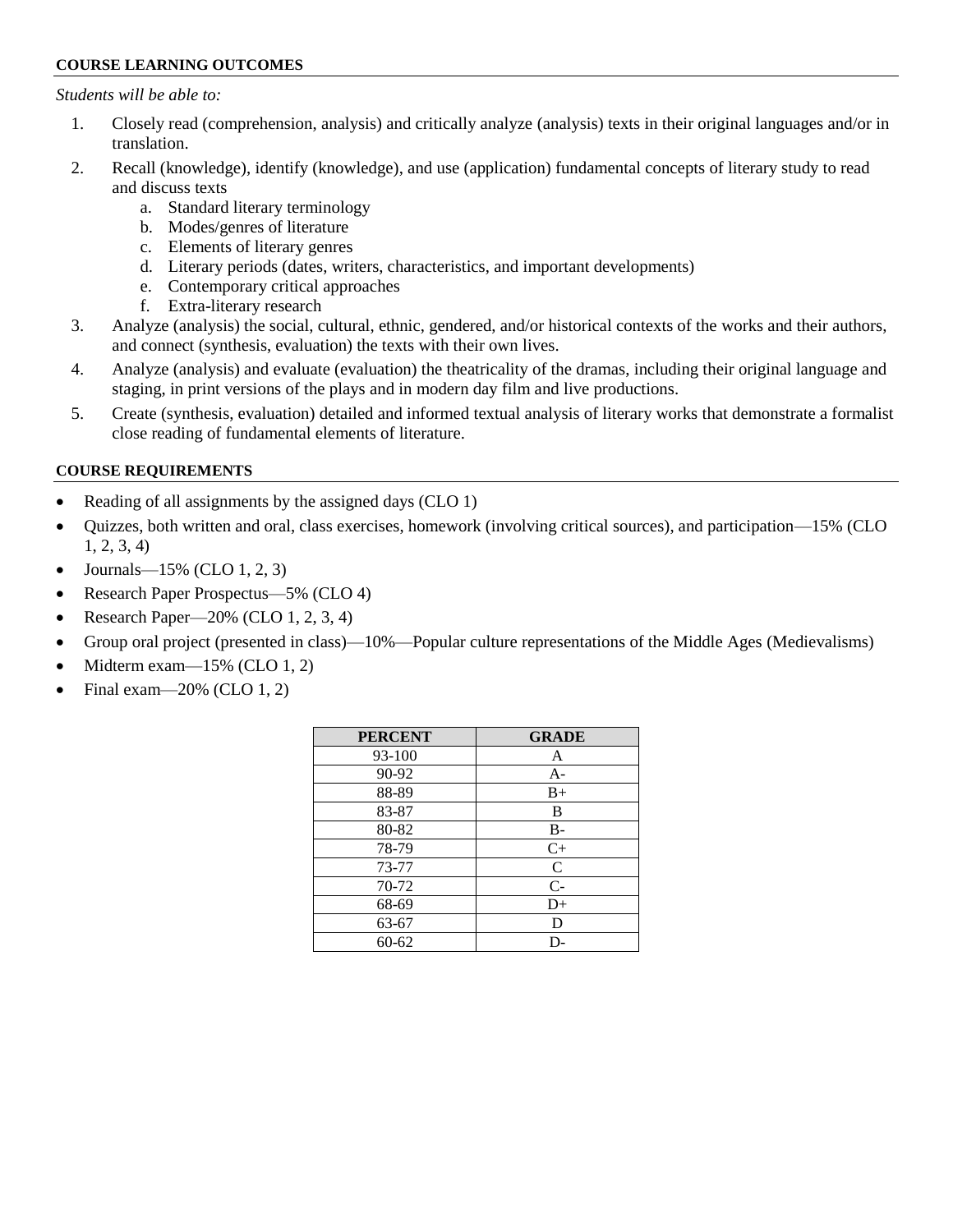## COURSE LEARNING OUTCOMES

*Students will be able to:*

1. Closely read (comprehension, analysis) and critically analyze (analysis) texts in their original languages and/or in translation.
2. Recall (knowledge), identify (knowledge), and use (application) fundamental concepts of literary study to read and discuss texts
    a. Standard literary terminology
    b. Modes/genres of literature
    c. Elements of literary genres
    d. Literary periods (dates, writers, characteristics, and important developments)
    e. Contemporary critical approaches
    f. Extra-literary research
3. Analyze (analysis) the social, cultural, ethnic, gendered, and/or historical contexts of the works and their authors, and connect (synthesis, evaluation) the texts with their own lives.
4. Analyze (analysis) and evaluate (evaluation) the theatricality of the dramas, including their original language and staging, in print versions of the plays and in modern day film and live productions.
5. Create (synthesis, evaluation) detailed and informed textual analysis of literary works that demonstrate a formalist close reading of fundamental elements of literature.

## COURSE REQUIREMENTS

- Reading of all assignments by the assigned days (CLO 1)
- Quizzes, both written and oral, class exercises, homework (involving critical sources), and participation—15% (CLO 1, 2, 3, 4)
- Journals—15% (CLO 1, 2, 3)
- Research Paper Prospectus—5% (CLO 4)
- Research Paper—20% (CLO 1, 2, 3, 4)
- Group oral project (presented in class)—10%—Popular culture representations of the Middle Ages (Medievalisms)
- Midterm exam—15% (CLO 1, 2)
- Final exam—20% (CLO 1, 2)

| PERCENT | GRADE |
|---|---|
| 93-100 | A |
| 90-92 | A- |
| 88-89 | B+ |
| 83-87 | B |
| 80-82 | B- |
| 78-79 | C+ |
| 73-77 | C |
| 70-72 | C- |
| 68-69 | D+ |
| 63-67 | D |
| 60-62 | D- |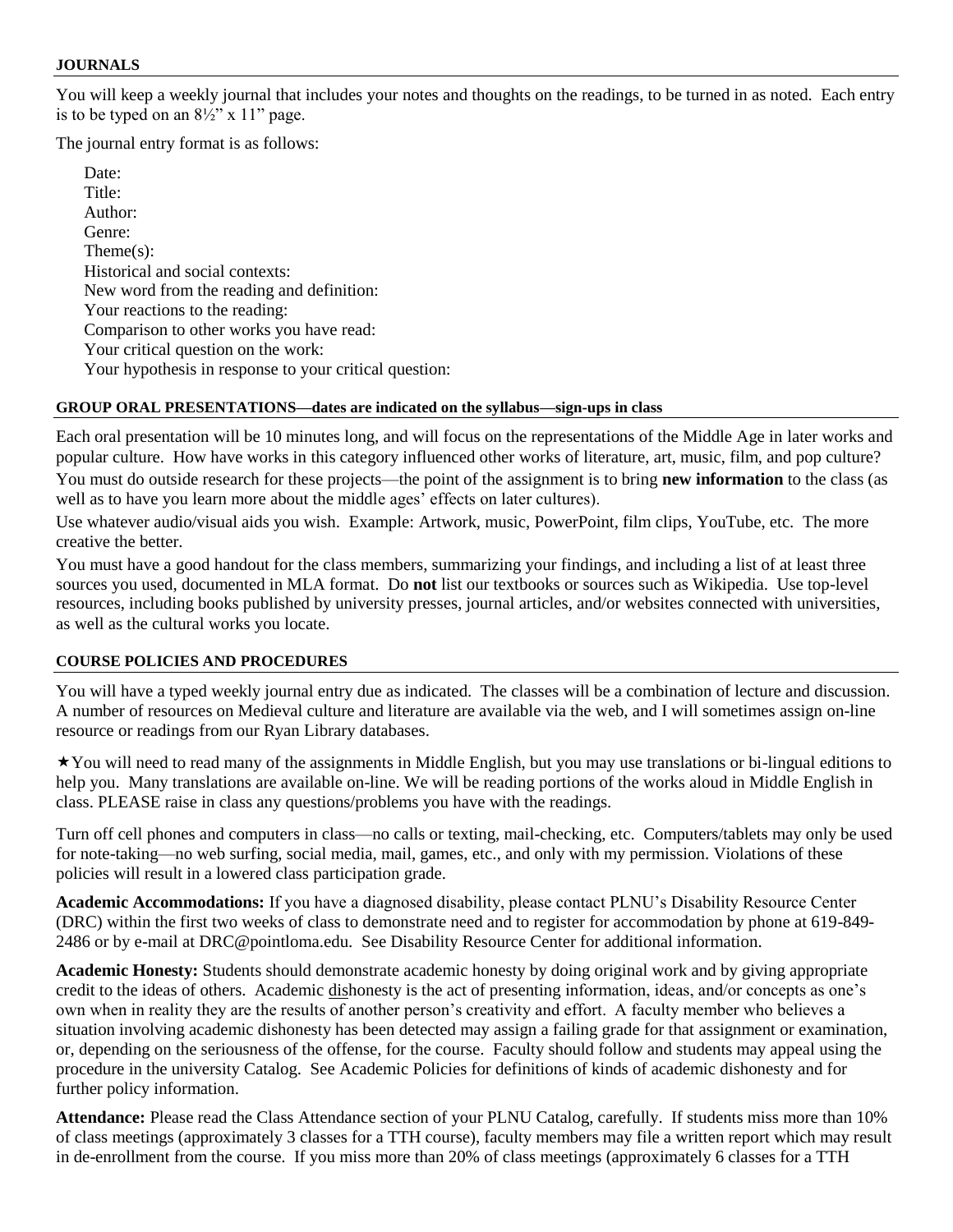## JOURNALS

You will keep a weekly journal that includes your notes and thoughts on the readings, to be turned in as noted. Each entry is to be typed on an 8½" x 11" page.

The journal entry format is as follows:

Date:  
Title:  
Author:  
Genre:  
Theme(s):  
Historical and social contexts:  
New word from the reading and definition:  
Your reactions to the reading:  
Comparison to other works you have read:  
Your critical question on the work:  
Your hypothesis in response to your critical question:

## GROUP ORAL PRESENTATIONS—dates are indicated on the syllabus—sign-ups in class

Each oral presentation will be 10 minutes long, and will focus on the representations of the Middle Age in later works and popular culture. How have works in this category influenced other works of literature, art, music, film, and pop culture? You must do outside research for these projects—the point of the assignment is to bring **new information** to the class (as well as to have you learn more about the middle ages' effects on later cultures).

Use whatever audio/visual aids you wish. Example: Artwork, music, PowerPoint, film clips, YouTube, etc. The more creative the better.

You must have a good handout for the class members, summarizing your findings, and including a list of at least three sources you used, documented in MLA format. Do **not** list our textbooks or sources such as Wikipedia. Use top-level resources, including books published by university presses, journal articles, and/or websites connected with universities, as well as the cultural works you locate.

## COURSE POLICIES AND PROCEDURES

You will have a typed weekly journal entry due as indicated. The classes will be a combination of lecture and discussion. A number of resources on Medieval culture and literature are available via the web, and I will sometimes assign on-line resource or readings from our Ryan Library databases.

★You will need to read many of the assignments in Middle English, but you may use translations or bi-lingual editions to help you. Many translations are available on-line. We will be reading portions of the works aloud in Middle English in class. PLEASE raise in class any questions/problems you have with the readings.

Turn off cell phones and computers in class—no calls or texting, mail-checking, etc. Computers/tablets may only be used for note-taking—no web surfing, social media, mail, games, etc., and only with my permission. Violations of these policies will result in a lowered class participation grade.

**Academic Accommodations:** If you have a diagnosed disability, please contact PLNU's Disability Resource Center (DRC) within the first two weeks of class to demonstrate need and to register for accommodation by phone at 619-849-2486 or by e-mail at DRC@pointloma.edu. See Disability Resource Center for additional information.

**Academic Honesty:** Students should demonstrate academic honesty by doing original work and by giving appropriate credit to the ideas of others. Academic dishonesty is the act of presenting information, ideas, and/or concepts as one's own when in reality they are the results of another person's creativity and effort. A faculty member who believes a situation involving academic dishonesty has been detected may assign a failing grade for that assignment or examination, or, depending on the seriousness of the offense, for the course. Faculty should follow and students may appeal using the procedure in the university Catalog. See Academic Policies for definitions of kinds of academic dishonesty and for further policy information.

**Attendance:** Please read the Class Attendance section of your PLNU Catalog, carefully. If students miss more than 10% of class meetings (approximately 3 classes for a TTH course), faculty members may file a written report which may result in de-enrollment from the course. If you miss more than 20% of class meetings (approximately 6 classes for a TTH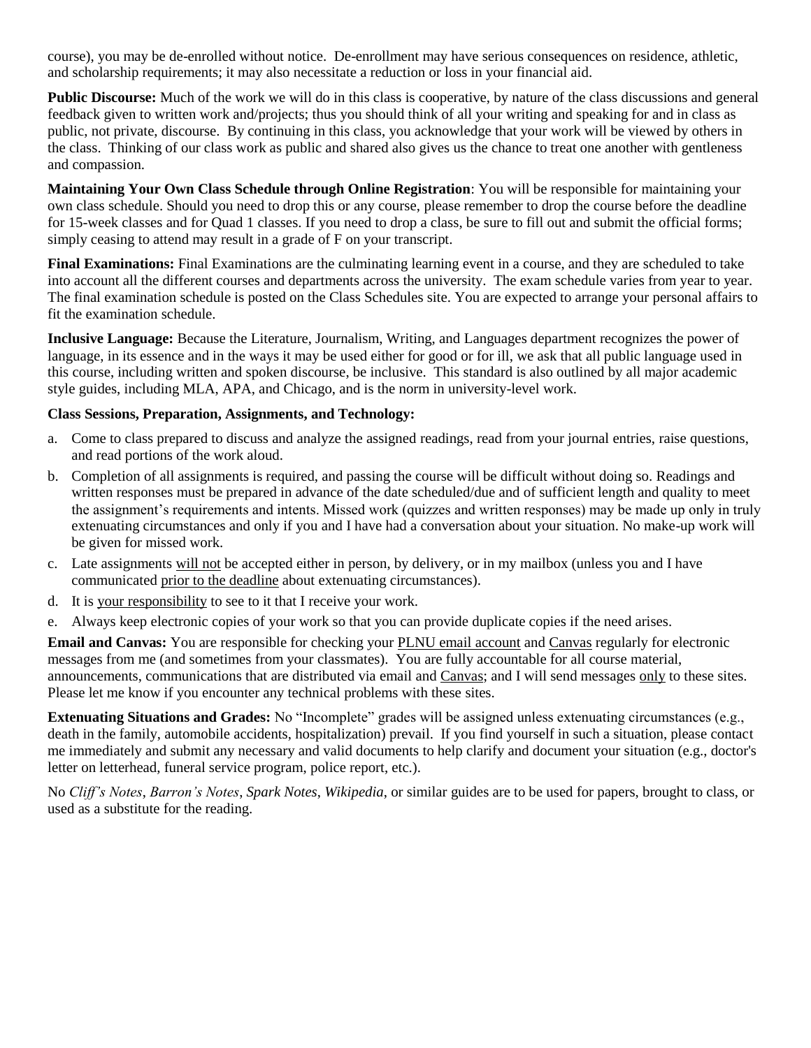course), you may be de-enrolled without notice. De-enrollment may have serious consequences on residence, athletic, and scholarship requirements; it may also necessitate a reduction or loss in your financial aid.

**Public Discourse:** Much of the work we will do in this class is cooperative, by nature of the class discussions and general feedback given to written work and/projects; thus you should think of all your writing and speaking for and in class as public, not private, discourse. By continuing in this class, you acknowledge that your work will be viewed by others in the class. Thinking of our class work as public and shared also gives us the chance to treat one another with gentleness and compassion.

**Maintaining Your Own Class Schedule through Online Registration**: You will be responsible for maintaining your own class schedule. Should you need to drop this or any course, please remember to drop the course before the deadline for 15-week classes and for Quad 1 classes. If you need to drop a class, be sure to fill out and submit the official forms; simply ceasing to attend may result in a grade of F on your transcript.

**Final Examinations:** Final Examinations are the culminating learning event in a course, and they are scheduled to take into account all the different courses and departments across the university. The exam schedule varies from year to year. The final examination schedule is posted on the Class Schedules site. You are expected to arrange your personal affairs to fit the examination schedule.

**Inclusive Language:** Because the Literature, Journalism, Writing, and Languages department recognizes the power of language, in its essence and in the ways it may be used either for good or for ill, we ask that all public language used in this course, including written and spoken discourse, be inclusive. This standard is also outlined by all major academic style guides, including MLA, APA, and Chicago, and is the norm in university-level work.

**Class Sessions, Preparation, Assignments, and Technology:**

a. Come to class prepared to discuss and analyze the assigned readings, read from your journal entries, raise questions, and read portions of the work aloud.
b. Completion of all assignments is required, and passing the course will be difficult without doing so. Readings and written responses must be prepared in advance of the date scheduled/due and of sufficient length and quality to meet the assignment's requirements and intents. Missed work (quizzes and written responses) may be made up only in truly extenuating circumstances and only if you and I have had a conversation about your situation. No make-up work will be given for missed work.
c. Late assignments will not be accepted either in person, by delivery, or in my mailbox (unless you and I have communicated prior to the deadline about extenuating circumstances).
d. It is your responsibility to see to it that I receive your work.
e. Always keep electronic copies of your work so that you can provide duplicate copies if the need arises.

**Email and Canvas:** You are responsible for checking your PLNU email account and Canvas regularly for electronic messages from me (and sometimes from your classmates). You are fully accountable for all course material, announcements, communications that are distributed via email and Canvas; and I will send messages only to these sites. Please let me know if you encounter any technical problems with these sites.

**Extenuating Situations and Grades:** No "Incomplete" grades will be assigned unless extenuating circumstances (e.g., death in the family, automobile accidents, hospitalization) prevail. If you find yourself in such a situation, please contact me immediately and submit any necessary and valid documents to help clarify and document your situation (e.g., doctor's letter on letterhead, funeral service program, police report, etc.).

No *Cliff's Notes*, *Barron's Notes*, *Spark Notes*, *Wikipedia*, or similar guides are to be used for papers, brought to class, or used as a substitute for the reading.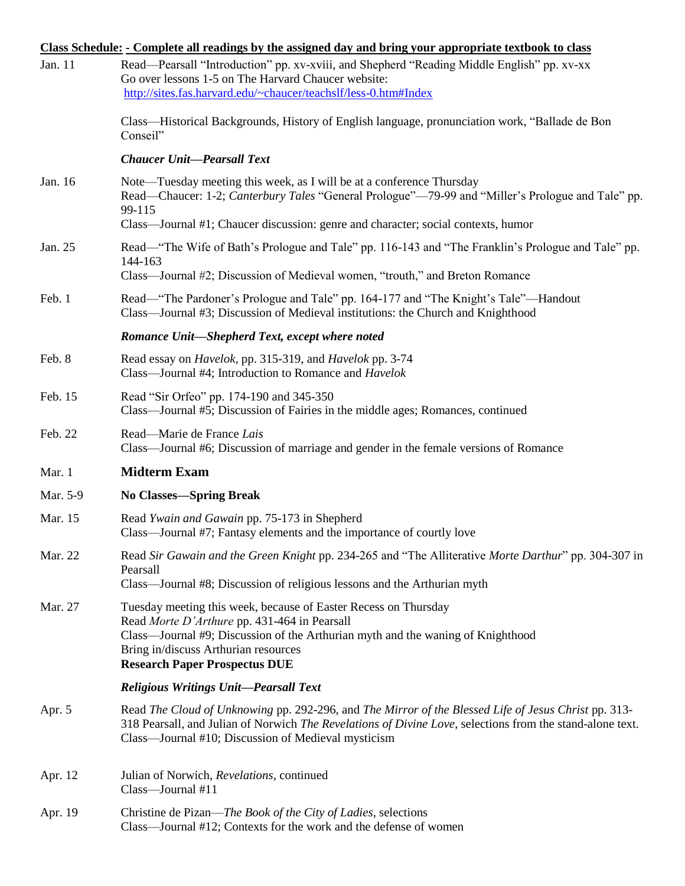**Class Schedule: - Complete all readings by the assigned day and bring your appropriate textbook to class**

Jan. 11
Read—Pearsall "Introduction" pp. xv-xviii, and Shepherd "Reading Middle English" pp. xv-xx
Go over lessons 1-5 on The Harvard Chaucer website: [http://sites.fas.harvard.edu/~chaucer/teachslf/less-0.htm#Index](http://sites.fas.harvard.edu/~chaucer/teachslf/less-0.htm#Index)

Class—Historical Backgrounds, History of English language, pronunciation work, "Ballade de Bon Conseil"

***Chaucer Unit—Pearsall Text***

Jan. 16
Note—Tuesday meeting this week, as I will be at a conference Thursday
Read—Chaucer: 1-2; *Canterbury Tales* "General Prologue"—79-99 and "Miller's Prologue and Tale" pp. 99-115
Class—Journal #1; Chaucer discussion: genre and character; social contexts, humor

Jan. 25
Read—"The Wife of Bath's Prologue and Tale" pp. 116-143 and "The Franklin's Prologue and Tale" pp. 144-163
Class—Journal #2; Discussion of Medieval women, "trouth," and Breton Romance

Feb. 1
Read—"The Pardoner's Prologue and Tale" pp. 164-177 and "The Knight's Tale"—Handout
Class—Journal #3; Discussion of Medieval institutions: the Church and Knighthood

***Romance Unit—Shepherd Text, except where noted***

Feb. 8
Read essay on *Havelok*, pp. 315-319, and *Havelok* pp. 3-74
Class—Journal #4; Introduction to Romance and *Havelok*

Feb. 15
Read "Sir Orfeo" pp. 174-190 and 345-350
Class—Journal #5; Discussion of Fairies in the middle ages; Romances, continued

Feb. 22
Read—Marie de France *Lais*
Class—Journal #6; Discussion of marriage and gender in the female versions of Romance

Mar. 1
**Midterm Exam**

Mar. 5-9
**No Classes—Spring Break**

Mar. 15
Read *Ywain and Gawain* pp. 75-173 in Shepherd
Class—Journal #7; Fantasy elements and the importance of courtly love

Mar. 22
Read *Sir Gawain and the Green Knight* pp. 234-265 and "The Alliterative *Morte Darthur*" pp. 304-307 in Pearsall
Class—Journal #8; Discussion of religious lessons and the Arthurian myth

Mar. 27
Tuesday meeting this week, because of Easter Recess on Thursday
Read *Morte D'Arthure* pp. 431-464 in Pearsall
Class—Journal #9; Discussion of the Arthurian myth and the waning of Knighthood
Bring in/discuss Arthurian resources
**Research Paper Prospectus DUE**

***Religious Writings Unit—Pearsall Text***

Apr. 5
Read *The Cloud of Unknowing* pp. 292-296, and *The Mirror of the Blessed Life of Jesus Christ* pp. 313-318 Pearsall, and Julian of Norwich *The Revelations of Divine Love*, selections from the stand-alone text.
Class—Journal #10; Discussion of Medieval mysticism

Apr. 12
Julian of Norwich, *Revelations*, continued
Class—Journal #11

Apr. 19
Christine de Pizan—*The Book of the City of Ladies*, selections
Class—Journal #12; Contexts for the work and the defense of women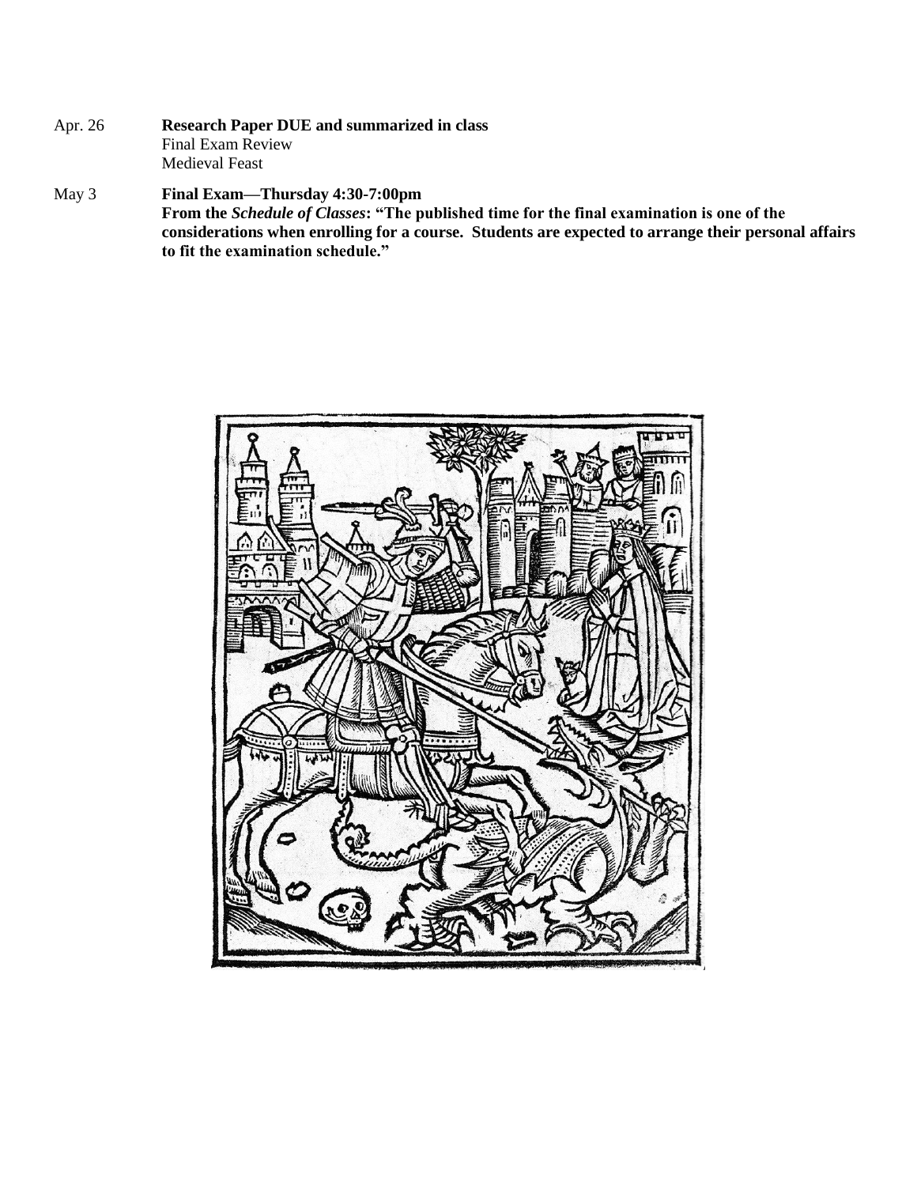Apr. 26 **Research Paper DUE and summarized in class**
Final Exam Review
Medieval Feast

May 3 **Final Exam—Thursday 4:30-7:00pm**
**From the *Schedule of Classes*: "The published time for the final examination is one of the considerations when enrolling for a course. Students are expected to arrange their personal affairs to fit the examination schedule."**